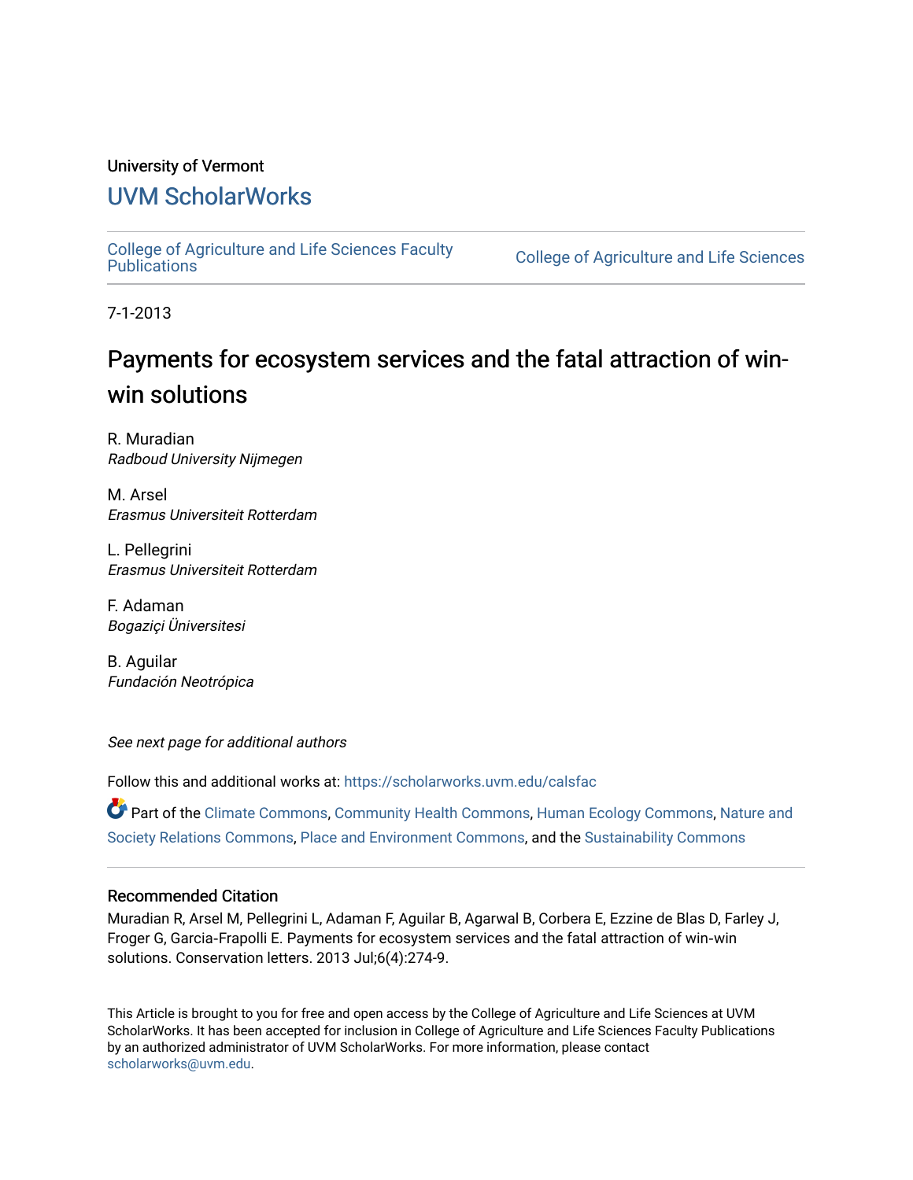University of Vermont

# UVM ScholarWorks

College of Agriculture and Life Sciences Faculty Publications | College of Agriculture and Life Sciences

7-1-2013

## Payments for ecosystem services and the fatal attraction of win-win solutions

R. Muradian
*Radboud University Nijmegen*

M. Arsel
*Erasmus Universiteit Rotterdam*

L. Pellegrini
*Erasmus Universiteit Rotterdam*

F. Adaman
*Bogaziçi Üniversitesi*

B. Aguilar
*Fundación Neotrópica*

*See next page for additional authors*

Follow this and additional works at: https://scholarworks.uvm.edu/calsfac

Part of the Climate Commons, Community Health Commons, Human Ecology Commons, Nature and Society Relations Commons, Place and Environment Commons, and the Sustainability Commons

### Recommended Citation

Muradian R, Arsel M, Pellegrini L, Adaman F, Aguilar B, Agarwal B, Corbera E, Ezzine de Blas D, Farley J, Froger G, Garcia-Frapolli E. Payments for ecosystem services and the fatal attraction of win-win solutions. Conservation letters. 2013 Jul;6(4):274-9.

This Article is brought to you for free and open access by the College of Agriculture and Life Sciences at UVM ScholarWorks. It has been accepted for inclusion in College of Agriculture and Life Sciences Faculty Publications by an authorized administrator of UVM ScholarWorks. For more information, please contact scholarworks@uvm.edu.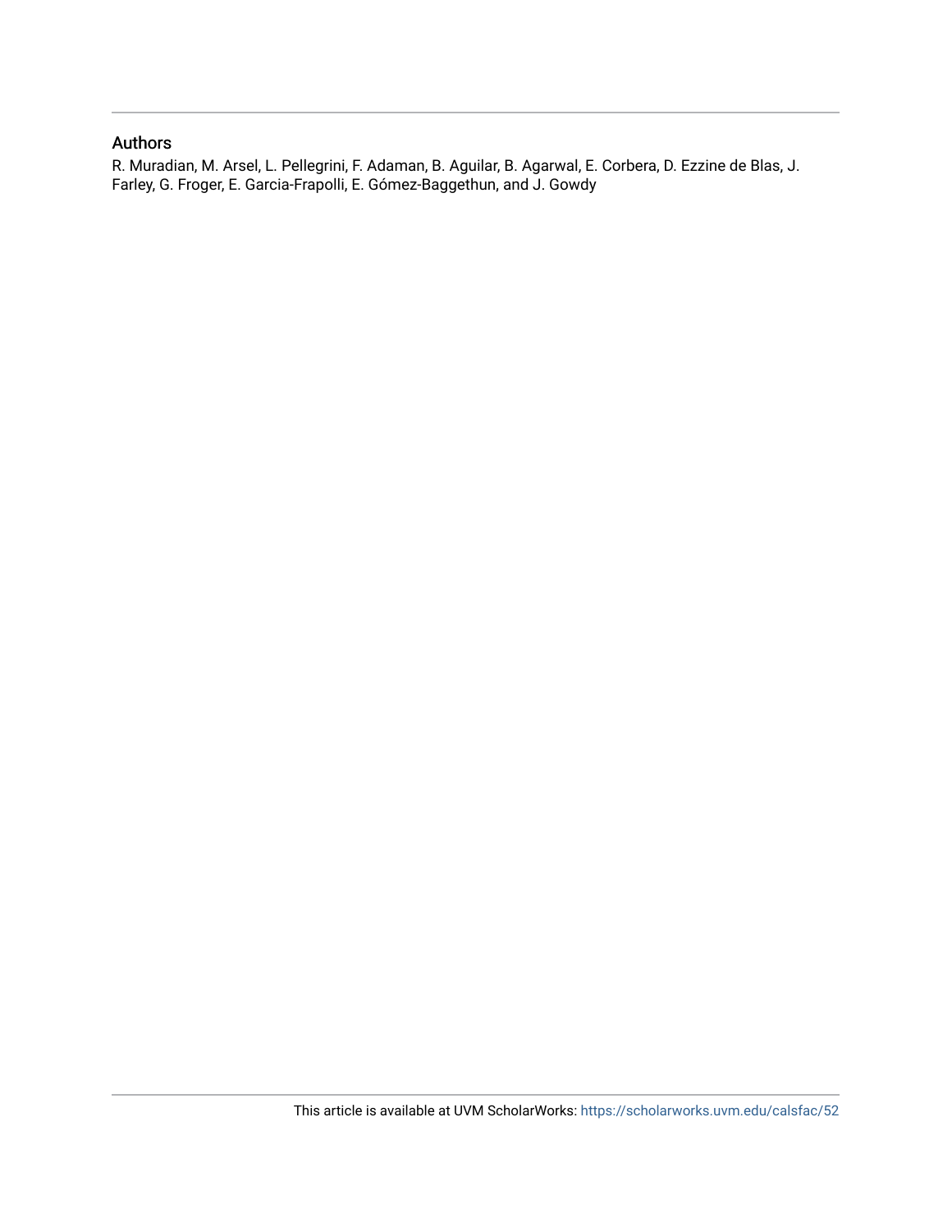## Authors

R. Muradian, M. Arsel, L. Pellegrini, F. Adaman, B. Aguilar, B. Agarwal, E. Corbera, D. Ezzine de Blas, J. Farley, G. Froger, E. Garcia-Frapolli, E. Gómez-Baggethun, and J. Gowdy

This article is available at UVM ScholarWorks: https://scholarworks.uvm.edu/calsfac/52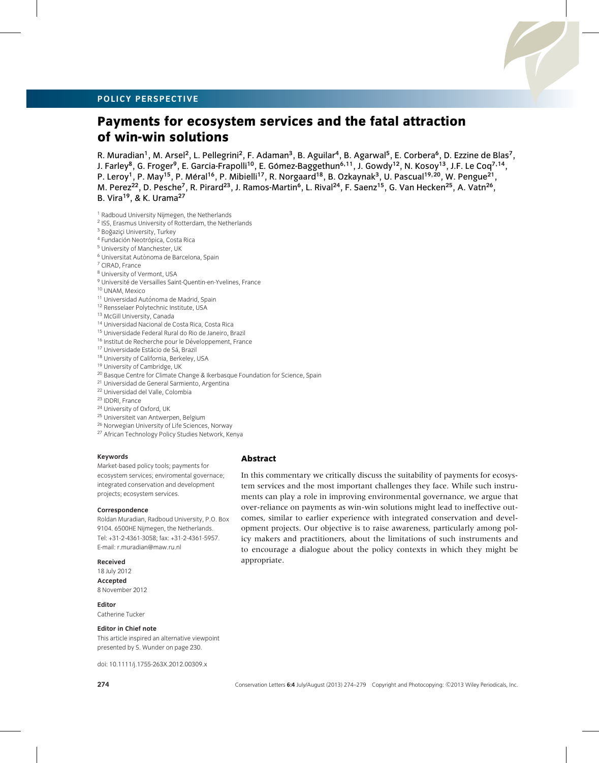# Payments for ecosystem services and the fatal attraction of win-win solutions

R. Muradian[1], M. Arsel[2], L. Pellegrini[2], F. Adaman[3], B. Aguilar[4], B. Agarwal[5], E. Corbera[6], D. Ezzine de Blas[7], J. Farley[8], G. Froger[9], E. Garcia-Frapolli[10], E. Gómez-Baggethun[6,11], J. Gowdy[12], N. Kosoy[13], J.F. Le Coq[7,14], P. Leroy[1], P. May[15], P. Méral[16], P. Mibielli[17], R. Norgaard[18], B. Ozkaynak[3], U. Pascual[19,20], W. Pengue[21], M. Perez[22], D. Pesche[7], R. Pirard[23], J. Ramos-Martin[6], L. Rival[24], F. Saenz[15], G. Van Hecken[25], A. Vatn[26], B. Vira[19], & K. Urama[27]

[1] Radboud University Nijmegen, the Netherlands
[2] ISS, Erasmus University of Rotterdam, the Netherlands
[3] Boğaziçi University, Turkey
[4] Fundación Neotrópica, Costa Rica
[5] University of Manchester, UK
[6] Universitat Autònoma de Barcelona, Spain
[7] CIRAD, France
[8] University of Vermont, USA
[9] Université de Versailles Saint-Quentin-en-Yvelines, France
[10] UNAM, Mexico
[11] Universidad Autónoma de Madrid, Spain
[12] Rensselaer Polytechnic Institute, USA
[13] McGill University, Canada
[14] Universidad Nacional de Costa Rica, Costa Rica
[15] Universidade Federal Rural do Rio de Janeiro, Brazil
[16] Institut de Recherche pour le Développement, France
[17] Universidade Estácio de Sá, Brazil
[18] University of California, Berkeley, USA
[19] University of Cambridge, UK
[20] Basque Centre for Climate Change & Ikerbasque Foundation for Science, Spain
[21] Universidad de General Sarmiento, Argentina
[22] Universidad del Valle, Colombia
[23] IDDRI, France
[24] University of Oxford, UK
[25] Universiteit van Antwerpen, Belgium
[26] Norwegian University of Life Sciences, Norway
[27] African Technology Policy Studies Network, Kenya

**Keywords**
Market-based policy tools; payments for ecosystem services; enviromental governance; integrated conservation and development projects; ecosystem services.

**Correspondence**
Roldan Muradian, Radboud University, P.O. Box 9104. 6500HE Nijmegen, the Netherlands. Tel: +31-2-4361-3058; fax: +31-2-4361-5957. E-mail: r.muradian@maw.ru.nl

**Received**
18 July 2012

**Accepted**
8 November 2012

**Editor**
Catherine Tucker

**Editor in Chief note**
This article inspired an alternative viewpoint presented by S. Wunder on page 230.

doi: 10.1111/j.1755-263X.2012.00309.x

## Abstract

In this commentary we critically discuss the suitability of payments for ecosystem services and the most important challenges they face. While such instruments can play a role in improving environmental governance, we argue that over-reliance on payments as win-win solutions might lead to ineffective outcomes, similar to earlier experience with integrated conservation and development projects. Our objective is to raise awareness, particularly among policy makers and practitioners, about the limitations of such instruments and to encourage a dialogue about the policy contexts in which they might be appropriate.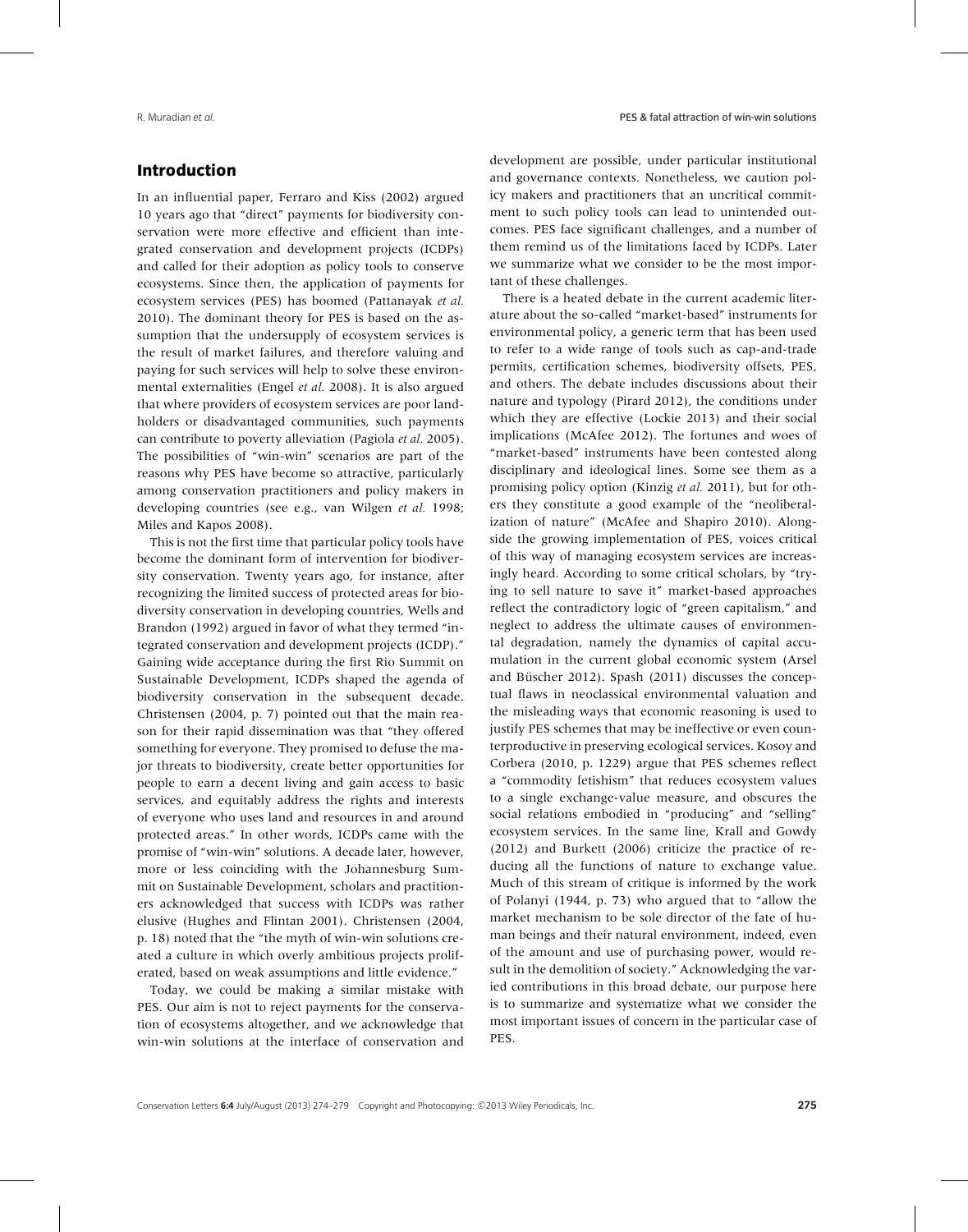## Introduction

In an influential paper, Ferraro and Kiss (2002) argued 10 years ago that "direct" payments for biodiversity conservation were more effective and efficient than integrated conservation and development projects (ICDPs) and called for their adoption as policy tools to conserve ecosystems. Since then, the application of payments for ecosystem services (PES) has boomed (Pattanayak *et al.* 2010). The dominant theory for PES is based on the assumption that the undersupply of ecosystem services is the result of market failures, and therefore valuing and paying for such services will help to solve these environmental externalities (Engel *et al.* 2008). It is also argued that where providers of ecosystem services are poor landholders or disadvantaged communities, such payments can contribute to poverty alleviation (Pagiola *et al.* 2005). The possibilities of "win-win" scenarios are part of the reasons why PES have become so attractive, particularly among conservation practitioners and policy makers in developing countries (see e.g., van Wilgen *et al.* 1998; Miles and Kapos 2008).

This is not the first time that particular policy tools have become the dominant form of intervention for biodiversity conservation. Twenty years ago, for instance, after recognizing the limited success of protected areas for biodiversity conservation in developing countries, Wells and Brandon (1992) argued in favor of what they termed "integrated conservation and development projects (ICDP)." Gaining wide acceptance during the first Rio Summit on Sustainable Development, ICDPs shaped the agenda of biodiversity conservation in the subsequent decade. Christensen (2004, p. 7) pointed out that the main reason for their rapid dissemination was that "they offered something for everyone. They promised to defuse the major threats to biodiversity, create better opportunities for people to earn a decent living and gain access to basic services, and equitably address the rights and interests of everyone who uses land and resources in and around protected areas." In other words, ICDPs came with the promise of "win-win" solutions. A decade later, however, more or less coinciding with the Johannesburg Summit on Sustainable Development, scholars and practitioners acknowledged that success with ICDPs was rather elusive (Hughes and Flintan 2001). Christensen (2004, p. 18) noted that the "the myth of win-win solutions created a culture in which overly ambitious projects proliferated, based on weak assumptions and little evidence."

Today, we could be making a similar mistake with PES. Our aim is not to reject payments for the conservation of ecosystems altogether, and we acknowledge that win-win solutions at the interface of conservation and development are possible, under particular institutional and governance contexts. Nonetheless, we caution policy makers and practitioners that an uncritical commitment to such policy tools can lead to unintended outcomes. PES face significant challenges, and a number of them remind us of the limitations faced by ICDPs. Later we summarize what we consider to be the most important of these challenges.

There is a heated debate in the current academic literature about the so-called "market-based" instruments for environmental policy, a generic term that has been used to refer to a wide range of tools such as cap-and-trade permits, certification schemes, biodiversity offsets, PES, and others. The debate includes discussions about their nature and typology (Pirard 2012), the conditions under which they are effective (Lockie 2013) and their social implications (McAfee 2012). The fortunes and woes of "market-based" instruments have been contested along disciplinary and ideological lines. Some see them as a promising policy option (Kinzig *et al.* 2011), but for others they constitute a good example of the "neoliberalization of nature" (McAfee and Shapiro 2010). Alongside the growing implementation of PES, voices critical of this way of managing ecosystem services are increasingly heard. According to some critical scholars, by "trying to sell nature to save it" market-based approaches reflect the contradictory logic of "green capitalism," and neglect to address the ultimate causes of environmental degradation, namely the dynamics of capital accumulation in the current global economic system (Arsel and Büscher 2012). Spash (2011) discusses the conceptual flaws in neoclassical environmental valuation and the misleading ways that economic reasoning is used to justify PES schemes that may be ineffective or even counterproductive in preserving ecological services. Kosoy and Corbera (2010, p. 1229) argue that PES schemes reflect a "commodity fetishism" that reduces ecosystem values to a single exchange-value measure, and obscures the social relations embodied in "producing" and "selling" ecosystem services. In the same line, Krall and Gowdy (2012) and Burkett (2006) criticize the practice of reducing all the functions of nature to exchange value. Much of this stream of critique is informed by the work of Polanyi (1944, p. 73) who argued that to "allow the market mechanism to be sole director of the fate of human beings and their natural environment, indeed, even of the amount and use of purchasing power, would result in the demolition of society." Acknowledging the varied contributions in this broad debate, our purpose here is to summarize and systematize what we consider the most important issues of concern in the particular case of PES.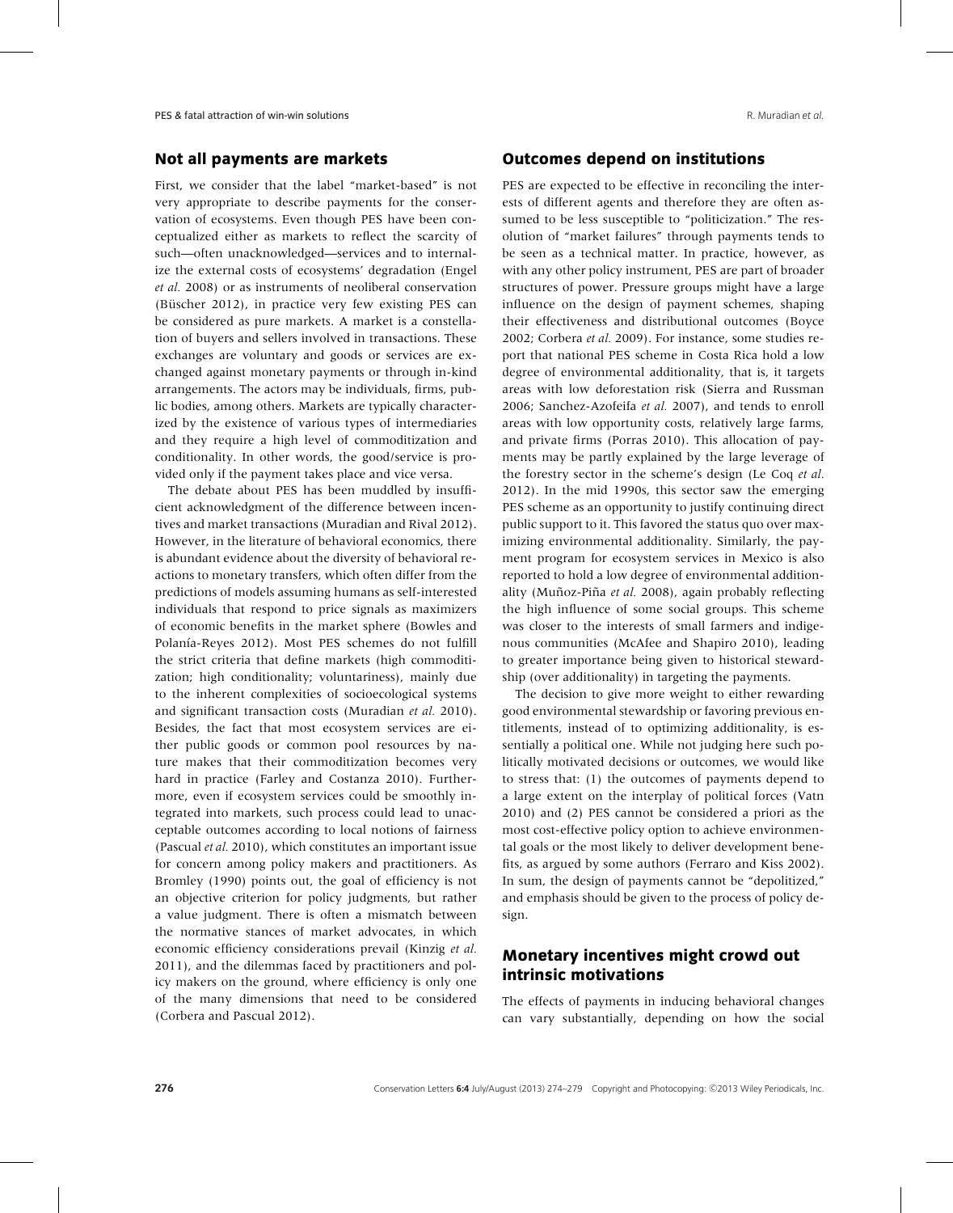## Not all payments are markets

First, we consider that the label "market-based" is not very appropriate to describe payments for the conservation of ecosystems. Even though PES have been conceptualized either as markets to reflect the scarcity of such—often unacknowledged—services and to internalize the external costs of ecosystems' degradation (Engel *et al.* 2008) or as instruments of neoliberal conservation (Büscher 2012), in practice very few existing PES can be considered as pure markets. A market is a constellation of buyers and sellers involved in transactions. These exchanges are voluntary and goods or services are exchanged against monetary payments or through in-kind arrangements. The actors may be individuals, firms, public bodies, among others. Markets are typically characterized by the existence of various types of intermediaries and they require a high level of commoditization and conditionality. In other words, the good/service is provided only if the payment takes place and vice versa.

The debate about PES has been muddled by insufficient acknowledgment of the difference between incentives and market transactions (Muradian and Rival 2012). However, in the literature of behavioral economics, there is abundant evidence about the diversity of behavioral reactions to monetary transfers, which often differ from the predictions of models assuming humans as self-interested individuals that respond to price signals as maximizers of economic benefits in the market sphere (Bowles and Polanía-Reyes 2012). Most PES schemes do not fulfill the strict criteria that define markets (high commoditization; high conditionality; voluntariness), mainly due to the inherent complexities of socioecological systems and significant transaction costs (Muradian *et al.* 2010). Besides, the fact that most ecosystem services are either public goods or common pool resources by nature makes that their commoditization becomes very hard in practice (Farley and Costanza 2010). Furthermore, even if ecosystem services could be smoothly integrated into markets, such process could lead to unacceptable outcomes according to local notions of fairness (Pascual *et al.* 2010), which constitutes an important issue for concern among policy makers and practitioners. As Bromley (1990) points out, the goal of efficiency is not an objective criterion for policy judgments, but rather a value judgment. There is often a mismatch between the normative stances of market advocates, in which economic efficiency considerations prevail (Kinzig *et al.* 2011), and the dilemmas faced by practitioners and policy makers on the ground, where efficiency is only one of the many dimensions that need to be considered (Corbera and Pascual 2012).

## Outcomes depend on institutions

PES are expected to be effective in reconciling the interests of different agents and therefore they are often assumed to be less susceptible to "politicization." The resolution of "market failures" through payments tends to be seen as a technical matter. In practice, however, as with any other policy instrument, PES are part of broader structures of power. Pressure groups might have a large influence on the design of payment schemes, shaping their effectiveness and distributional outcomes (Boyce 2002; Corbera *et al.* 2009). For instance, some studies report that national PES scheme in Costa Rica hold a low degree of environmental additionality, that is, it targets areas with low deforestation risk (Sierra and Russman 2006; Sanchez-Azofeifa *et al.* 2007), and tends to enroll areas with low opportunity costs, relatively large farms, and private firms (Porras 2010). This allocation of payments may be partly explained by the large leverage of the forestry sector in the scheme's design (Le Coq *et al.* 2012). In the mid 1990s, this sector saw the emerging PES scheme as an opportunity to justify continuing direct public support to it. This favored the status quo over maximizing environmental additionality. Similarly, the payment program for ecosystem services in Mexico is also reported to hold a low degree of environmental additionality (Muñoz-Piña *et al.* 2008), again probably reflecting the high influence of some social groups. This scheme was closer to the interests of small farmers and indigenous communities (McAfee and Shapiro 2010), leading to greater importance being given to historical stewardship (over additionality) in targeting the payments.

The decision to give more weight to either rewarding good environmental stewardship or favoring previous entitlements, instead of to optimizing additionality, is essentially a political one. While not judging here such politically motivated decisions or outcomes, we would like to stress that: (1) the outcomes of payments depend to a large extent on the interplay of political forces (Vatn 2010) and (2) PES cannot be considered a priori as the most cost-effective policy option to achieve environmental goals or the most likely to deliver development benefits, as argued by some authors (Ferraro and Kiss 2002). In sum, the design of payments cannot be "depolitized," and emphasis should be given to the process of policy design.

## Monetary incentives might crowd out intrinsic motivations

The effects of payments in inducing behavioral changes can vary substantially, depending on how the social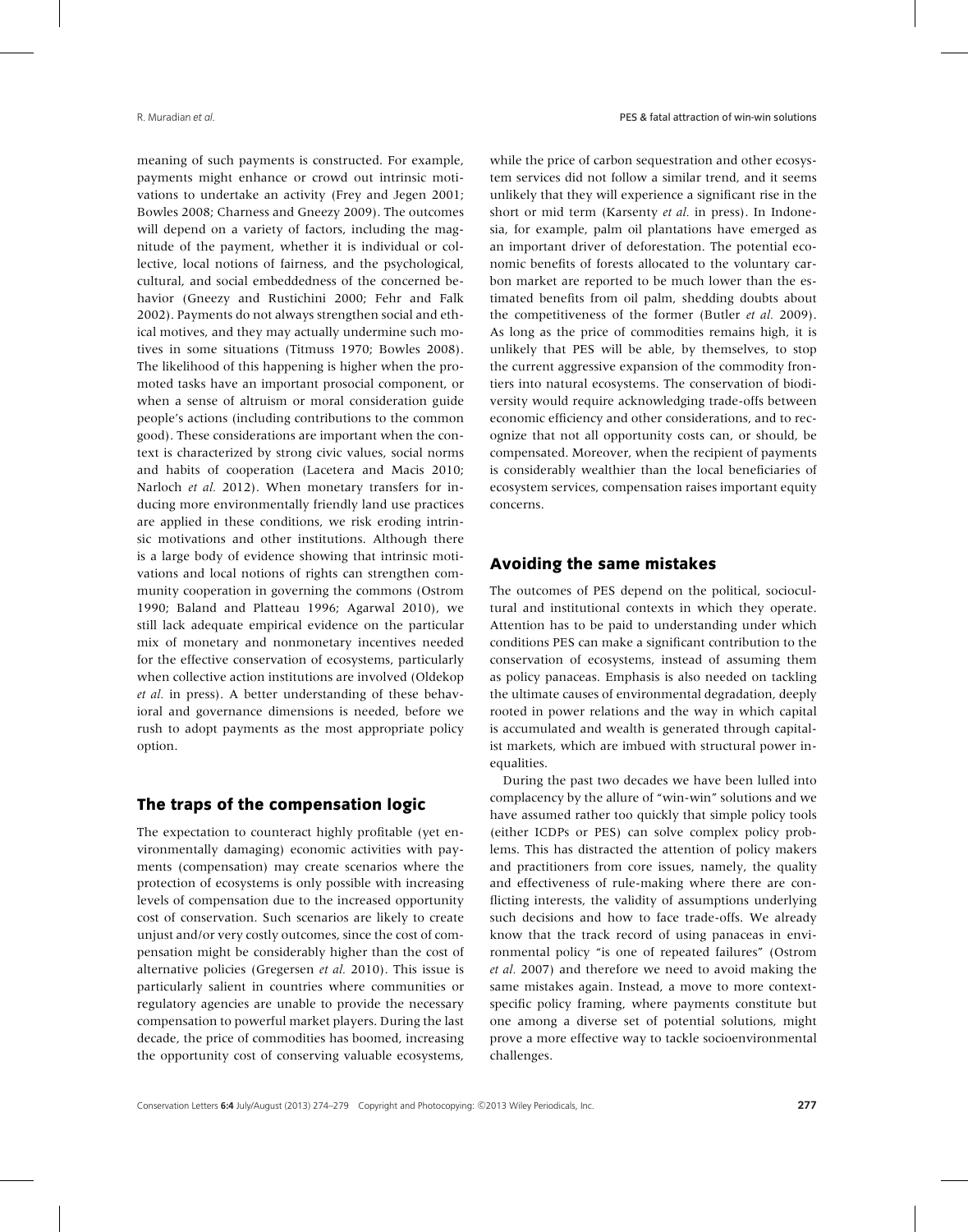meaning of such payments is constructed. For example, payments might enhance or crowd out intrinsic motivations to undertake an activity (Frey and Jegen 2001; Bowles 2008; Charness and Gneezy 2009). The outcomes will depend on a variety of factors, including the magnitude of the payment, whether it is individual or collective, local notions of fairness, and the psychological, cultural, and social embeddedness of the concerned behavior (Gneezy and Rustichini 2000; Fehr and Falk 2002). Payments do not always strengthen social and ethical motives, and they may actually undermine such motives in some situations (Titmuss 1970; Bowles 2008). The likelihood of this happening is higher when the promoted tasks have an important prosocial component, or when a sense of altruism or moral consideration guide people's actions (including contributions to the common good). These considerations are important when the context is characterized by strong civic values, social norms and habits of cooperation (Lacetera and Macis 2010; Narloch *et al.* 2012). When monetary transfers for inducing more environmentally friendly land use practices are applied in these conditions, we risk eroding intrinsic motivations and other institutions. Although there is a large body of evidence showing that intrinsic motivations and local notions of rights can strengthen community cooperation in governing the commons (Ostrom 1990; Baland and Platteau 1996; Agarwal 2010), we still lack adequate empirical evidence on the particular mix of monetary and nonmonetary incentives needed for the effective conservation of ecosystems, particularly when collective action institutions are involved (Oldekop *et al.* in press). A better understanding of these behavioral and governance dimensions is needed, before we rush to adopt payments as the most appropriate policy option.

## The traps of the compensation logic

The expectation to counteract highly profitable (yet environmentally damaging) economic activities with payments (compensation) may create scenarios where the protection of ecosystems is only possible with increasing levels of compensation due to the increased opportunity cost of conservation. Such scenarios are likely to create unjust and/or very costly outcomes, since the cost of compensation might be considerably higher than the cost of alternative policies (Gregersen *et al.* 2010). This issue is particularly salient in countries where communities or regulatory agencies are unable to provide the necessary compensation to powerful market players. During the last decade, the price of commodities has boomed, increasing the opportunity cost of conserving valuable ecosystems, while the price of carbon sequestration and other ecosystem services did not follow a similar trend, and it seems unlikely that they will experience a significant rise in the short or mid term (Karsenty *et al.* in press). In Indonesia, for example, palm oil plantations have emerged as an important driver of deforestation. The potential economic benefits of forests allocated to the voluntary carbon market are reported to be much lower than the estimated benefits from oil palm, shedding doubts about the competitiveness of the former (Butler *et al.* 2009). As long as the price of commodities remains high, it is unlikely that PES will be able, by themselves, to stop the current aggressive expansion of the commodity frontiers into natural ecosystems. The conservation of biodiversity would require acknowledging trade-offs between economic efficiency and other considerations, and to recognize that not all opportunity costs can, or should, be compensated. Moreover, when the recipient of payments is considerably wealthier than the local beneficiaries of ecosystem services, compensation raises important equity concerns.

## Avoiding the same mistakes

The outcomes of PES depend on the political, sociocultural and institutional contexts in which they operate. Attention has to be paid to understanding under which conditions PES can make a significant contribution to the conservation of ecosystems, instead of assuming them as policy panaceas. Emphasis is also needed on tackling the ultimate causes of environmental degradation, deeply rooted in power relations and the way in which capital is accumulated and wealth is generated through capitalist markets, which are imbued with structural power inequalities.

During the past two decades we have been lulled into complacency by the allure of "win-win" solutions and we have assumed rather too quickly that simple policy tools (either ICDPs or PES) can solve complex policy problems. This has distracted the attention of policy makers and practitioners from core issues, namely, the quality and effectiveness of rule-making where there are conflicting interests, the validity of assumptions underlying such decisions and how to face trade-offs. We already know that the track record of using panaceas in environmental policy "is one of repeated failures" (Ostrom *et al.* 2007) and therefore we need to avoid making the same mistakes again. Instead, a move to more context-specific policy framing, where payments constitute but one among a diverse set of potential solutions, might prove a more effective way to tackle socioenvironmental challenges.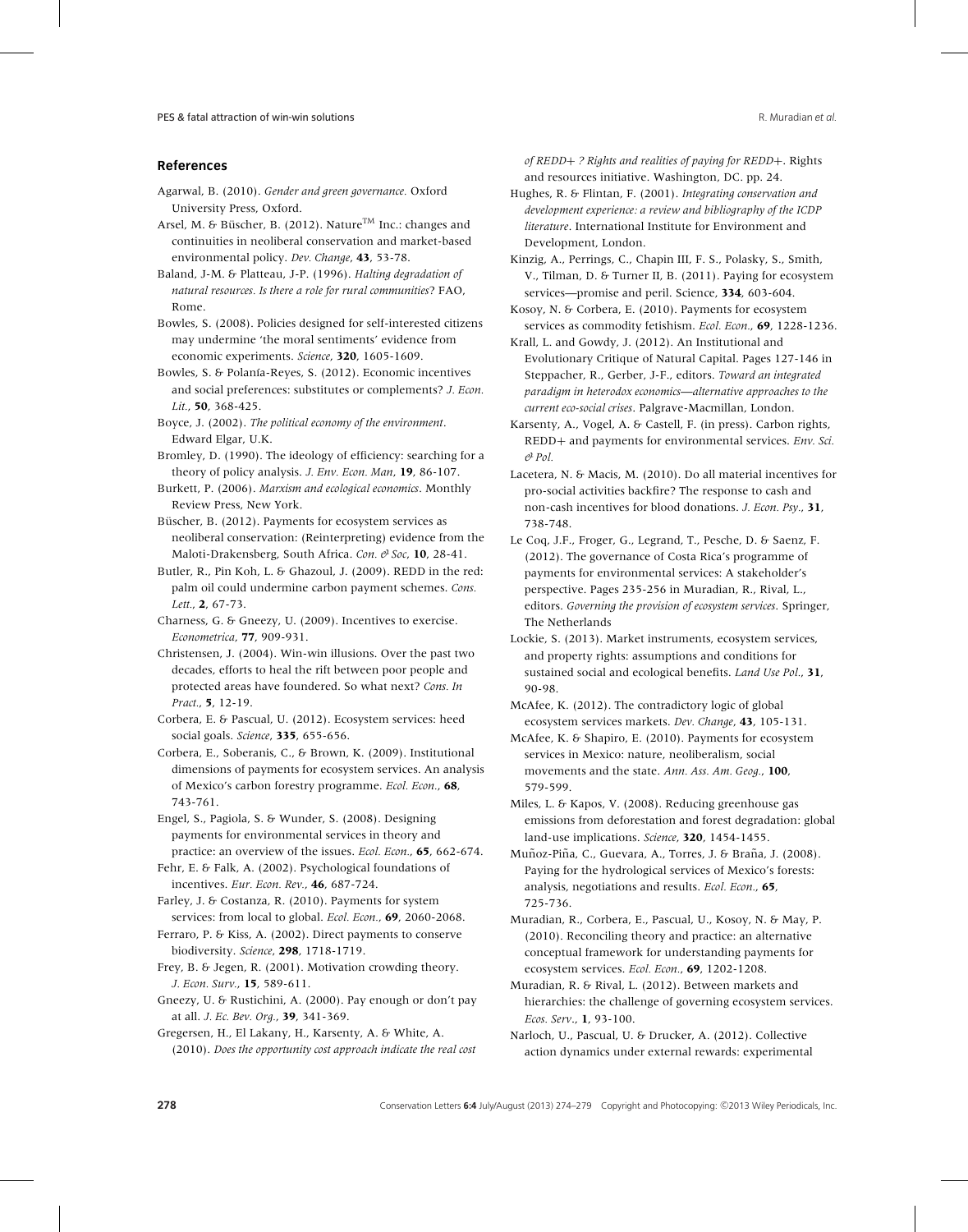## References

Agarwal, B. (2010). *Gender and green governance.* Oxford University Press, Oxford.

Arsel, M. & Büscher, B. (2012). Nature™ Inc.: changes and continuities in neoliberal conservation and market-based environmental policy. *Dev. Change*, **43**, 53-78.

Baland, J-M. & Platteau, J-P. (1996). *Halting degradation of natural resources. Is there a role for rural communities*? FAO, Rome.

Bowles, S. (2008). Policies designed for self-interested citizens may undermine 'the moral sentiments' evidence from economic experiments. *Science*, **320**, 1605-1609.

Bowles, S. & Polanía-Reyes, S. (2012). Economic incentives and social preferences: substitutes or complements? *J. Econ. Lit.*, **50**, 368-425.

Boyce, J. (2002). *The political economy of the environment*. Edward Elgar, U.K.

Bromley, D. (1990). The ideology of efficiency: searching for a theory of policy analysis. *J. Env. Econ. Man*, **19**, 86-107.

Burkett, P. (2006). *Marxism and ecological economics*. Monthly Review Press, New York.

Büscher, B. (2012). Payments for ecosystem services as neoliberal conservation: (Reinterpreting) evidence from the Maloti-Drakensberg, South Africa. *Con. & Soc*, **10**, 28-41.

Butler, R., Pin Koh, L. & Ghazoul, J. (2009). REDD in the red: palm oil could undermine carbon payment schemes. *Cons. Lett.*, **2**, 67-73.

Charness, G. & Gneezy, U. (2009). Incentives to exercise. *Econometrica*, **77**, 909-931.

Christensen, J. (2004). Win-win illusions. Over the past two decades, efforts to heal the rift between poor people and protected areas have foundered. So what next? *Cons. In Pract.*, **5**, 12-19.

Corbera, E. & Pascual, U. (2012). Ecosystem services: heed social goals. *Science*, **335**, 655-656.

Corbera, E., Soberanis, C., & Brown, K. (2009). Institutional dimensions of payments for ecosystem services. An analysis of Mexico's carbon forestry programme. *Ecol. Econ.*, **68**, 743-761.

Engel, S., Pagiola, S. & Wunder, S. (2008). Designing payments for environmental services in theory and practice: an overview of the issues. *Ecol. Econ.*, **65**, 662-674.

Fehr, E. & Falk, A. (2002). Psychological foundations of incentives. *Eur. Econ. Rev.*, **46**, 687-724.

Farley, J. & Costanza, R. (2010). Payments for system services: from local to global. *Ecol. Econ.*, **69**, 2060-2068.

Ferraro, P. & Kiss, A. (2002). Direct payments to conserve biodiversity. *Science*, **298**, 1718-1719.

Frey, B. & Jegen, R. (2001). Motivation crowding theory. *J. Econ. Surv.*, **15**, 589-611.

Gneezy, U. & Rustichini, A. (2000). Pay enough or don't pay at all. *J. Ec. Bev. Org.*, **39**, 341-369.

Gregersen, H., El Lakany, H., Karsenty, A. & White, A. (2010). *Does the opportunity cost approach indicate the real cost of REDD+ ? Rights and realities of paying for REDD+*. Rights and resources initiative. Washington, DC. pp. 24.

Hughes, R. & Flintan, F. (2001). *Integrating conservation and development experience: a review and bibliography of the ICDP literature*. International Institute for Environment and Development, London.

Kinzig, A., Perrings, C., Chapin III, F. S., Polasky, S., Smith, V., Tilman, D. & Turner II, B. (2011). Paying for ecosystem services—promise and peril. Science, **334**, 603-604.

Kosoy, N. & Corbera, E. (2010). Payments for ecosystem services as commodity fetishism. *Ecol. Econ.*, **69**, 1228-1236.

Krall, L. and Gowdy, J. (2012). An Institutional and Evolutionary Critique of Natural Capital. Pages 127-146 in Steppacher, R., Gerber, J-F., editors. *Toward an integrated paradigm in heterodox economics—alternative approaches to the current eco-social crises*. Palgrave-Macmillan, London.

Karsenty, A., Vogel, A. & Castell, F. (in press). Carbon rights, REDD+ and payments for environmental services. *Env. Sci. & Pol.*

Lacetera, N. & Macis, M. (2010). Do all material incentives for pro-social activities backfire? The response to cash and non-cash incentives for blood donations. *J. Econ. Psy.*, **31**, 738-748.

Le Coq, J.F., Froger, G., Legrand, T., Pesche, D. & Saenz, F. (2012). The governance of Costa Rica's programme of payments for environmental services: A stakeholder's perspective. Pages 235-256 in Muradian, R., Rival, L., editors. *Governing the provision of ecosystem services*. Springer, The Netherlands

Lockie, S. (2013). Market instruments, ecosystem services, and property rights: assumptions and conditions for sustained social and ecological benefits. *Land Use Pol.*, **31**, 90-98.

McAfee, K. (2012). The contradictory logic of global ecosystem services markets. *Dev. Change*, **43**, 105-131.

McAfee, K. & Shapiro, E. (2010). Payments for ecosystem services in Mexico: nature, neoliberalism, social movements and the state. *Ann. Ass. Am. Geog.*, **100**, 579-599.

Miles, L. & Kapos, V. (2008). Reducing greenhouse gas emissions from deforestation and forest degradation: global land-use implications. *Science*, **320**, 1454-1455.

Muñoz-Piña, C., Guevara, A., Torres, J. & Braña, J. (2008). Paying for the hydrological services of Mexico's forests: analysis, negotiations and results. *Ecol. Econ.*, **65**, 725-736.

Muradian, R., Corbera, E., Pascual, U., Kosoy, N. & May, P. (2010). Reconciling theory and practice: an alternative conceptual framework for understanding payments for ecosystem services. *Ecol. Econ.*, **69**, 1202-1208.

Muradian, R. & Rival, L. (2012). Between markets and hierarchies: the challenge of governing ecosystem services. *Ecos. Serv.*, **1**, 93-100.

Narloch, U., Pascual, U. & Drucker, A. (2012). Collective action dynamics under external rewards: experimental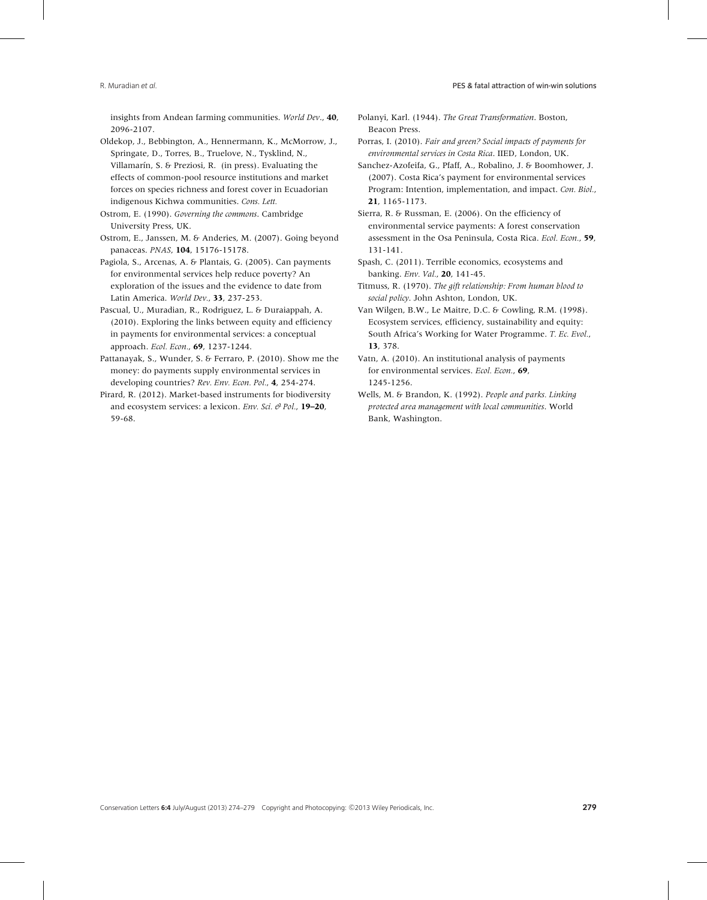insights from Andean farming communities. *World Dev*., **40**, 2096-2107.

Oldekop, J., Bebbington, A., Hennermann, K., McMorrow, J., Springate, D., Torres, B., Truelove, N., Tysklind, N., Villamarín, S. & Preziosi, R. (in press). Evaluating the effects of common-pool resource institutions and market forces on species richness and forest cover in Ecuadorian indigenous Kichwa communities. *Cons. Lett.*

Ostrom, E. (1990). *Governing the commons*. Cambridge University Press, UK.

Ostrom, E., Janssen, M. & Anderies, M. (2007). Going beyond panaceas. *PNAS*, **104**, 15176-15178.

Pagiola, S., Arcenas, A. & Plantais, G. (2005). Can payments for environmental services help reduce poverty? An exploration of the issues and the evidence to date from Latin America. *World Dev.*, **33**, 237-253.

Pascual, U., Muradian, R., Rodriguez, L. & Duraiappah, A. (2010). Exploring the links between equity and efficiency in payments for environmental services: a conceptual approach. *Ecol. Econ.*, **69**, 1237-1244.

Pattanayak, S., Wunder, S. & Ferraro, P. (2010). Show me the money: do payments supply environmental services in developing countries? *Rev. Env. Econ. Pol.*, **4**, 254-274.

Pirard, R. (2012). Market-based instruments for biodiversity and ecosystem services: a lexicon. *Env. Sci. & Pol.*, **19–20**, 59-68.

Polanyi, Karl. (1944). *The Great Transformation*. Boston, Beacon Press.

Porras, I. (2010). *Fair and green? Social impacts of payments for environmental services in Costa Rica*. IIED, London, UK.

Sanchez-Azofeifa, G., Pfaff, A., Robalino, J. & Boomhower, J. (2007). Costa Rica's payment for environmental services Program: Intention, implementation, and impact. *Con. Biol.*, **21**, 1165-1173.

Sierra, R. & Russman, E. (2006). On the efficiency of environmental service payments: A forest conservation assessment in the Osa Peninsula, Costa Rica. *Ecol. Econ.*, **59**, 131-141.

Spash, C. (2011). Terrible economics, ecosystems and banking. *Env. Val.*, **20**, 141-45.

Titmuss, R. (1970). *The gift relationship: From human blood to social policy*. John Ashton, London, UK.

Van Wilgen, B.W., Le Maitre, D.C. & Cowling, R.M. (1998). Ecosystem services, efficiency, sustainability and equity: South Africa's Working for Water Programme. *T. Ec. Evol.*, **13**, 378.

Vatn, A. (2010). An institutional analysis of payments for environmental services. *Ecol. Econ.*, **69**, 1245-1256.

Wells, M. & Brandon, K. (1992). *People and parks. Linking protected area management with local communities*. World Bank, Washington.